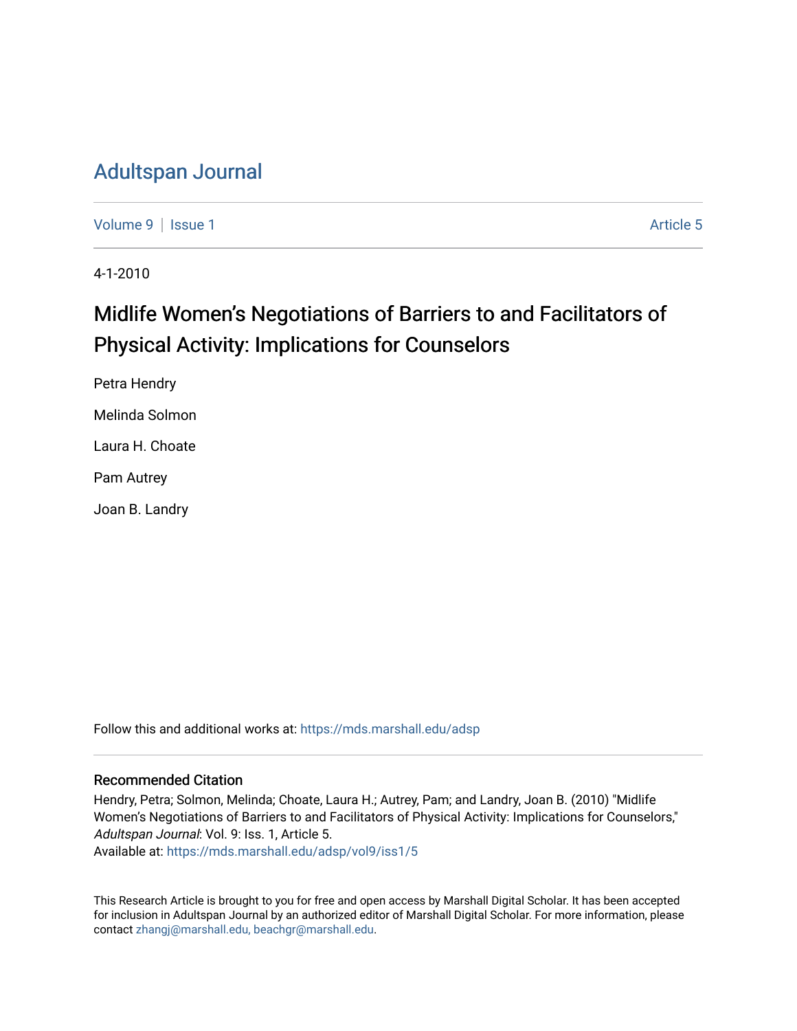# Adultspan Journal

Volume 9 | Issue 1 Article 5

4-1-2010

## Midlife Women's Negotiations of Barriers to and Facilitators of Physical Activity: Implications for Counselors

Petra Hendry

Melinda Solmon

Laura H. Choate

Pam Autrey

Joan B. Landry

Follow this and additional works at: https://mds.marshall.edu/adsp

### Recommended Citation

Hendry, Petra; Solmon, Melinda; Choate, Laura H.; Autrey, Pam; and Landry, Joan B. (2010) "Midlife Women's Negotiations of Barriers to and Facilitators of Physical Activity: Implications for Counselors," *Adultspan Journal*: Vol. 9: Iss. 1, Article 5.
Available at: https://mds.marshall.edu/adsp/vol9/iss1/5

This Research Article is brought to you for free and open access by Marshall Digital Scholar. It has been accepted for inclusion in Adultspan Journal by an authorized editor of Marshall Digital Scholar. For more information, please contact zhangj@marshall.edu, beachgr@marshall.edu.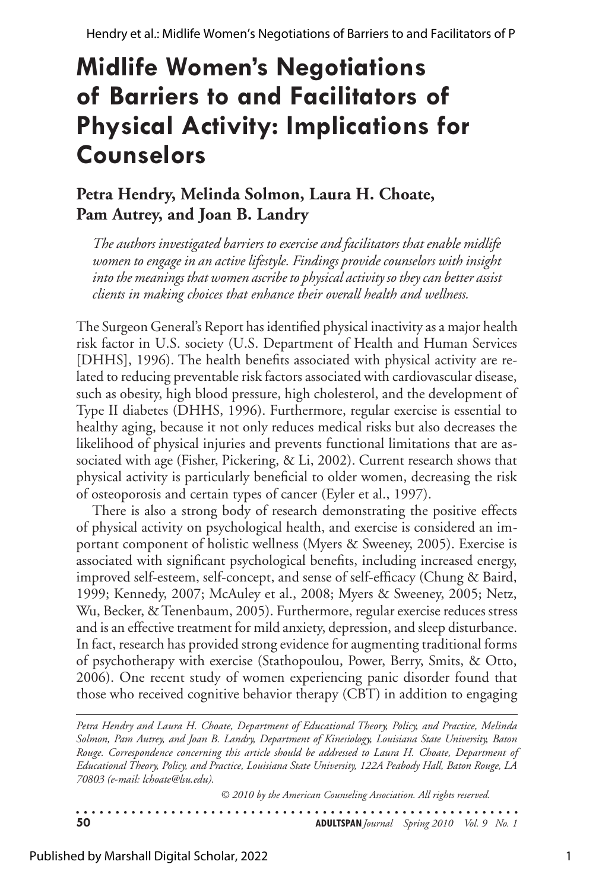# Midlife Women's Negotiations of Barriers to and Facilitators of Physical Activity: Implications for Counselors

## Petra Hendry, Melinda Solmon, Laura H. Choate, Pam Autrey, and Joan B. Landry

*The authors investigated barriers to exercise and facilitators that enable midlife women to engage in an active lifestyle. Findings provide counselors with insight into the meanings that women ascribe to physical activity so they can better assist clients in making choices that enhance their overall health and wellness.*

The Surgeon General's Report has identified physical inactivity as a major health risk factor in U.S. society (U.S. Department of Health and Human Services [DHHS], 1996). The health benefits associated with physical activity are related to reducing preventable risk factors associated with cardiovascular disease, such as obesity, high blood pressure, high cholesterol, and the development of Type II diabetes (DHHS, 1996). Furthermore, regular exercise is essential to healthy aging, because it not only reduces medical risks but also decreases the likelihood of physical injuries and prevents functional limitations that are associated with age (Fisher, Pickering, & Li, 2002). Current research shows that physical activity is particularly beneficial to older women, decreasing the risk of osteoporosis and certain types of cancer (Eyler et al., 1997).

There is also a strong body of research demonstrating the positive effects of physical activity on psychological health, and exercise is considered an important component of holistic wellness (Myers & Sweeney, 2005). Exercise is associated with significant psychological benefits, including increased energy, improved self-esteem, self-concept, and sense of self-efficacy (Chung & Baird, 1999; Kennedy, 2007; McAuley et al., 2008; Myers & Sweeney, 2005; Netz, Wu, Becker, & Tenenbaum, 2005). Furthermore, regular exercise reduces stress and is an effective treatment for mild anxiety, depression, and sleep disturbance. In fact, research has provided strong evidence for augmenting traditional forms of psychotherapy with exercise (Stathopoulou, Power, Berry, Smits, & Otto, 2006). One recent study of women experiencing panic disorder found that those who received cognitive behavior therapy (CBT) in addition to engaging

*Petra Hendry and Laura H. Choate, Department of Educational Theory, Policy, and Practice, Melinda Solmon, Pam Autrey, and Joan B. Landry, Department of Kinesiology, Louisiana State University, Baton Rouge. Correspondence concerning this article should be addressed to Laura H. Choate, Department of Educational Theory, Policy, and Practice, Louisiana State University, 122A Peabody Hall, Baton Rouge, LA 70803 (e-mail: lchoate@lsu.edu).*

*© 2010 by the American Counseling Association. All rights reserved.*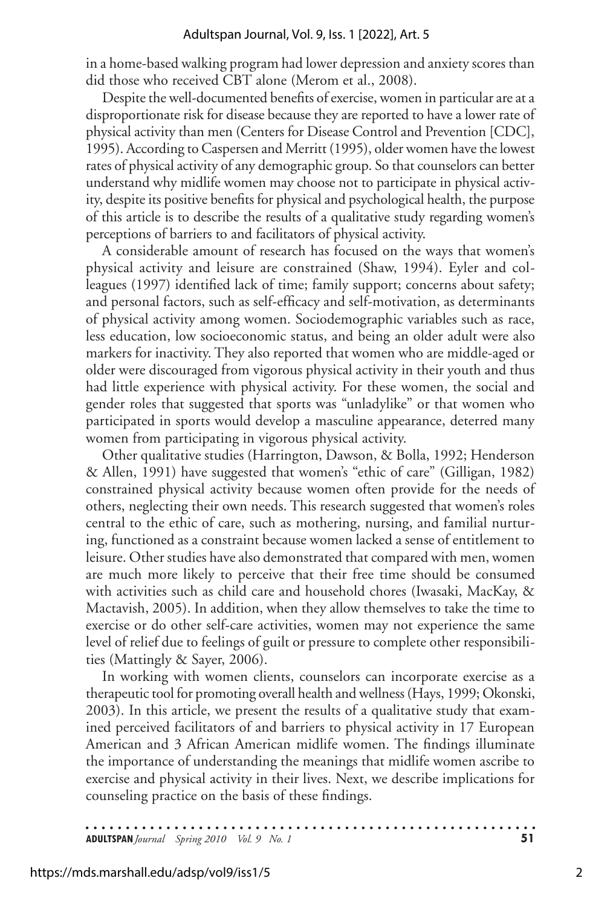in a home-based walking program had lower depression and anxiety scores than did those who received CBT alone (Merom et al., 2008).

Despite the well-documented benefits of exercise, women in particular are at a disproportionate risk for disease because they are reported to have a lower rate of physical activity than men (Centers for Disease Control and Prevention [CDC], 1995). According to Caspersen and Merritt (1995), older women have the lowest rates of physical activity of any demographic group. So that counselors can better understand why midlife women may choose not to participate in physical activity, despite its positive benefits for physical and psychological health, the purpose of this article is to describe the results of a qualitative study regarding women's perceptions of barriers to and facilitators of physical activity.

A considerable amount of research has focused on the ways that women's physical activity and leisure are constrained (Shaw, 1994). Eyler and colleagues (1997) identified lack of time; family support; concerns about safety; and personal factors, such as self-efficacy and self-motivation, as determinants of physical activity among women. Sociodemographic variables such as race, less education, low socioeconomic status, and being an older adult were also markers for inactivity. They also reported that women who are middle-aged or older were discouraged from vigorous physical activity in their youth and thus had little experience with physical activity. For these women, the social and gender roles that suggested that sports was "unladylike" or that women who participated in sports would develop a masculine appearance, deterred many women from participating in vigorous physical activity.

Other qualitative studies (Harrington, Dawson, & Bolla, 1992; Henderson & Allen, 1991) have suggested that women's "ethic of care" (Gilligan, 1982) constrained physical activity because women often provide for the needs of others, neglecting their own needs. This research suggested that women's roles central to the ethic of care, such as mothering, nursing, and familial nurturing, functioned as a constraint because women lacked a sense of entitlement to leisure. Other studies have also demonstrated that compared with men, women are much more likely to perceive that their free time should be consumed with activities such as child care and household chores (Iwasaki, MacKay, & Mactavish, 2005). In addition, when they allow themselves to take the time to exercise or do other self-care activities, women may not experience the same level of relief due to feelings of guilt or pressure to complete other responsibilities (Mattingly & Sayer, 2006).

In working with women clients, counselors can incorporate exercise as a therapeutic tool for promoting overall health and wellness (Hays, 1999; Okonski, 2003). In this article, we present the results of a qualitative study that examined perceived facilitators of and barriers to physical activity in 17 European American and 3 African American midlife women. The findings illuminate the importance of understanding the meanings that midlife women ascribe to exercise and physical activity in their lives. Next, we describe implications for counseling practice on the basis of these findings.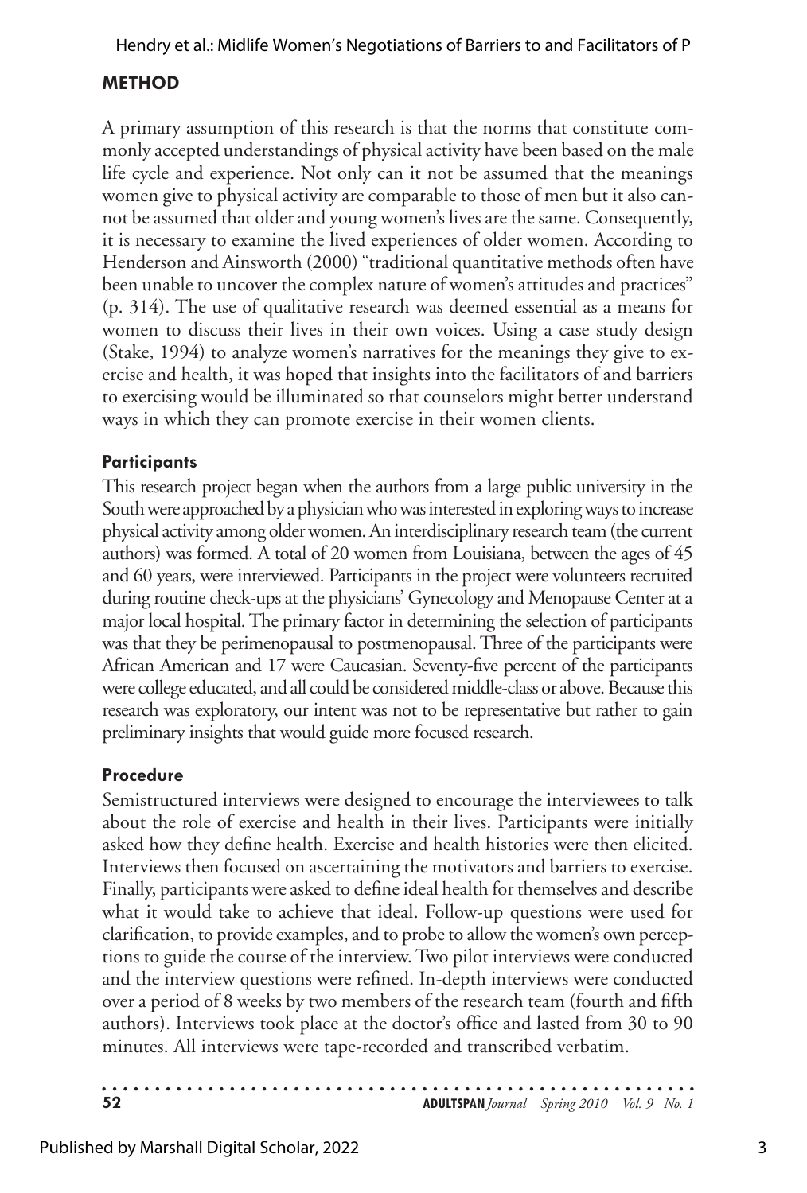## METHOD

A primary assumption of this research is that the norms that constitute commonly accepted understandings of physical activity have been based on the male life cycle and experience. Not only can it not be assumed that the meanings women give to physical activity are comparable to those of men but it also cannot be assumed that older and young women's lives are the same. Consequently, it is necessary to examine the lived experiences of older women. According to Henderson and Ainsworth (2000) "traditional quantitative methods often have been unable to uncover the complex nature of women's attitudes and practices" (p. 314). The use of qualitative research was deemed essential as a means for women to discuss their lives in their own voices. Using a case study design (Stake, 1994) to analyze women's narratives for the meanings they give to exercise and health, it was hoped that insights into the facilitators of and barriers to exercising would be illuminated so that counselors might better understand ways in which they can promote exercise in their women clients.

### Participants

This research project began when the authors from a large public university in the South were approached by a physician who was interested in exploring ways to increase physical activity among older women. An interdisciplinary research team (the current authors) was formed. A total of 20 women from Louisiana, between the ages of 45 and 60 years, were interviewed. Participants in the project were volunteers recruited during routine check-ups at the physicians' Gynecology and Menopause Center at a major local hospital. The primary factor in determining the selection of participants was that they be perimenopausal to postmenopausal. Three of the participants were African American and 17 were Caucasian. Seventy-five percent of the participants were college educated, and all could be considered middle-class or above. Because this research was exploratory, our intent was not to be representative but rather to gain preliminary insights that would guide more focused research.

### Procedure

Semistructured interviews were designed to encourage the interviewees to talk about the role of exercise and health in their lives. Participants were initially asked how they define health. Exercise and health histories were then elicited. Interviews then focused on ascertaining the motivators and barriers to exercise. Finally, participants were asked to define ideal health for themselves and describe what it would take to achieve that ideal. Follow-up questions were used for clarification, to provide examples, and to probe to allow the women's own perceptions to guide the course of the interview. Two pilot interviews were conducted and the interview questions were refined. In-depth interviews were conducted over a period of 8 weeks by two members of the research team (fourth and fifth authors). Interviews took place at the doctor's office and lasted from 30 to 90 minutes. All interviews were tape-recorded and transcribed verbatim.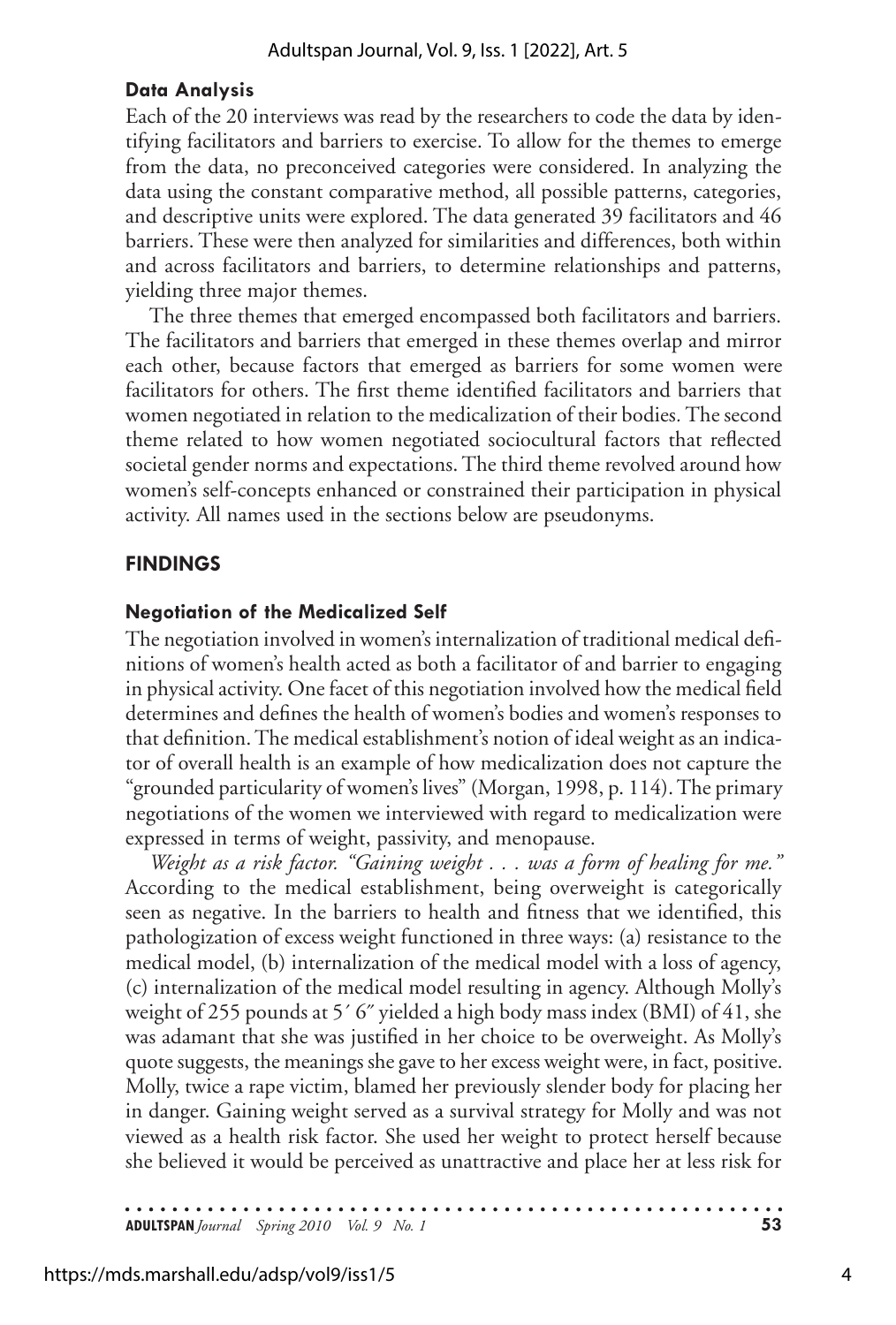### Data Analysis

Each of the 20 interviews was read by the researchers to code the data by identifying facilitators and barriers to exercise. To allow for the themes to emerge from the data, no preconceived categories were considered. In analyzing the data using the constant comparative method, all possible patterns, categories, and descriptive units were explored. The data generated 39 facilitators and 46 barriers. These were then analyzed for similarities and differences, both within and across facilitators and barriers, to determine relationships and patterns, yielding three major themes.

The three themes that emerged encompassed both facilitators and barriers. The facilitators and barriers that emerged in these themes overlap and mirror each other, because factors that emerged as barriers for some women were facilitators for others. The first theme identified facilitators and barriers that women negotiated in relation to the medicalization of their bodies. The second theme related to how women negotiated sociocultural factors that reflected societal gender norms and expectations. The third theme revolved around how women's self-concepts enhanced or constrained their participation in physical activity. All names used in the sections below are pseudonyms.

## FINDINGS

### Negotiation of the Medicalized Self

The negotiation involved in women's internalization of traditional medical definitions of women's health acted as both a facilitator of and barrier to engaging in physical activity. One facet of this negotiation involved how the medical field determines and defines the health of women's bodies and women's responses to that definition. The medical establishment's notion of ideal weight as an indicator of overall health is an example of how medicalization does not capture the "grounded particularity of women's lives" (Morgan, 1998, p. 114). The primary negotiations of the women we interviewed with regard to medicalization were expressed in terms of weight, passivity, and menopause.

*Weight as a risk factor. "Gaining weight . . . was a form of healing for me."* According to the medical establishment, being overweight is categorically seen as negative. In the barriers to health and fitness that we identified, this pathologization of excess weight functioned in three ways: (a) resistance to the medical model, (b) internalization of the medical model with a loss of agency, (c) internalization of the medical model resulting in agency. Although Molly's weight of 255 pounds at 5′ 6″ yielded a high body mass index (BMI) of 41, she was adamant that she was justified in her choice to be overweight. As Molly's quote suggests, the meanings she gave to her excess weight were, in fact, positive. Molly, twice a rape victim, blamed her previously slender body for placing her in danger. Gaining weight served as a survival strategy for Molly and was not viewed as a health risk factor. She used her weight to protect herself because she believed it would be perceived as unattractive and place her at less risk for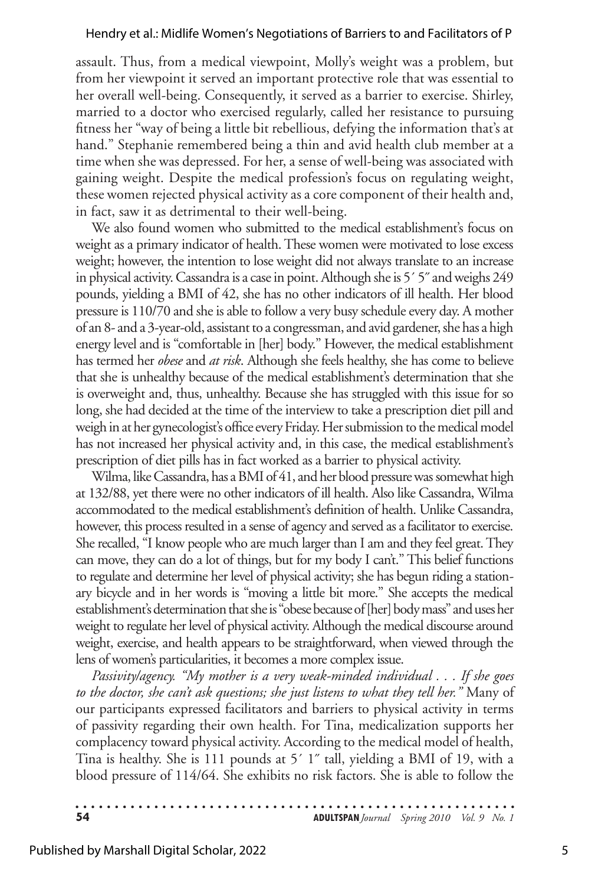assault. Thus, from a medical viewpoint, Molly's weight was a problem, but from her viewpoint it served an important protective role that was essential to her overall well-being. Consequently, it served as a barrier to exercise. Shirley, married to a doctor who exercised regularly, called her resistance to pursuing fitness her "way of being a little bit rebellious, defying the information that's at hand." Stephanie remembered being a thin and avid health club member at a time when she was depressed. For her, a sense of well-being was associated with gaining weight. Despite the medical profession's focus on regulating weight, these women rejected physical activity as a core component of their health and, in fact, saw it as detrimental to their well-being.

We also found women who submitted to the medical establishment's focus on weight as a primary indicator of health. These women were motivated to lose excess weight; however, the intention to lose weight did not always translate to an increase in physical activity. Cassandra is a case in point. Although she is 5′ 5″ and weighs 249 pounds, yielding a BMI of 42, she has no other indicators of ill health. Her blood pressure is 110/70 and she is able to follow a very busy schedule every day. A mother of an 8- and a 3-year-old, assistant to a congressman, and avid gardener, she has a high energy level and is "comfortable in [her] body." However, the medical establishment has termed her *obese* and *at risk*. Although she feels healthy, she has come to believe that she is unhealthy because of the medical establishment's determination that she is overweight and, thus, unhealthy. Because she has struggled with this issue for so long, she had decided at the time of the interview to take a prescription diet pill and weigh in at her gynecologist's office every Friday. Her submission to the medical model has not increased her physical activity and, in this case, the medical establishment's prescription of diet pills has in fact worked as a barrier to physical activity.

Wilma, like Cassandra, has a BMI of 41, and her blood pressure was somewhat high at 132/88, yet there were no other indicators of ill health. Also like Cassandra, Wilma accommodated to the medical establishment's definition of health. Unlike Cassandra, however, this process resulted in a sense of agency and served as a facilitator to exercise. She recalled, "I know people who are much larger than I am and they feel great. They can move, they can do a lot of things, but for my body I can't." This belief functions to regulate and determine her level of physical activity; she has begun riding a stationary bicycle and in her words is "moving a little bit more." She accepts the medical establishment's determination that she is "obese because of [her] body mass" and uses her weight to regulate her level of physical activity. Although the medical discourse around weight, exercise, and health appears to be straightforward, when viewed through the lens of women's particularities, it becomes a more complex issue.

*Passivity/agency. "My mother is a very weak-minded individual . . . If she goes to the doctor, she can't ask questions; she just listens to what they tell her."* Many of our participants expressed facilitators and barriers to physical activity in terms of passivity regarding their own health. For Tina, medicalization supports her complacency toward physical activity. According to the medical model of health, Tina is healthy. She is 111 pounds at 5′ 1″ tall, yielding a BMI of 19, with a blood pressure of 114/64. She exhibits no risk factors. She is able to follow the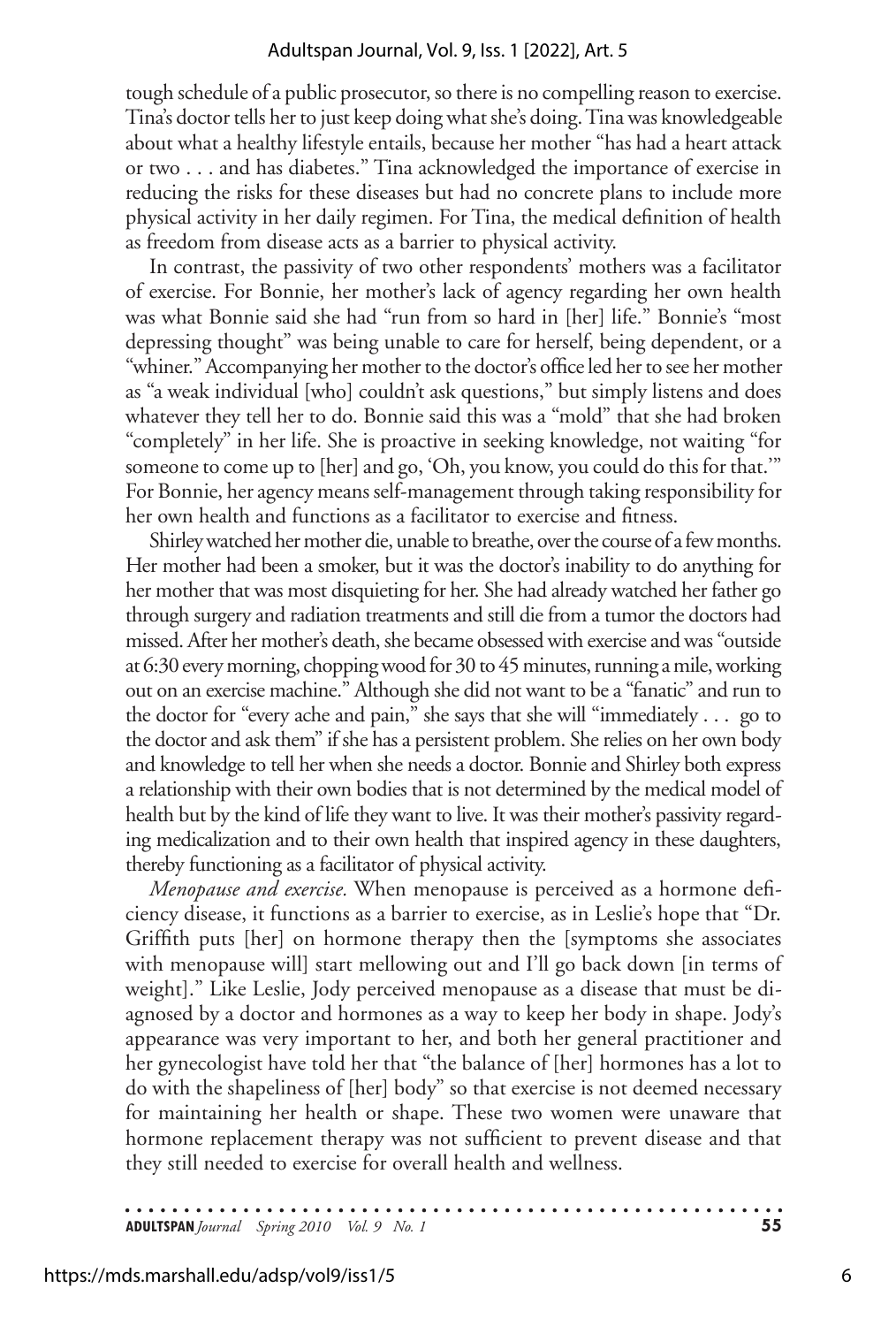tough schedule of a public prosecutor, so there is no compelling reason to exercise. Tina's doctor tells her to just keep doing what she's doing. Tina was knowledgeable about what a healthy lifestyle entails, because her mother "has had a heart attack or two . . . and has diabetes." Tina acknowledged the importance of exercise in reducing the risks for these diseases but had no concrete plans to include more physical activity in her daily regimen. For Tina, the medical definition of health as freedom from disease acts as a barrier to physical activity.

In contrast, the passivity of two other respondents' mothers was a facilitator of exercise. For Bonnie, her mother's lack of agency regarding her own health was what Bonnie said she had "run from so hard in [her] life." Bonnie's "most depressing thought" was being unable to care for herself, being dependent, or a "whiner." Accompanying her mother to the doctor's office led her to see her mother as "a weak individual [who] couldn't ask questions," but simply listens and does whatever they tell her to do. Bonnie said this was a "mold" that she had broken "completely" in her life. She is proactive in seeking knowledge, not waiting "for someone to come up to [her] and go, 'Oh, you know, you could do this for that.'" For Bonnie, her agency means self-management through taking responsibility for her own health and functions as a facilitator to exercise and fitness.

Shirley watched her mother die, unable to breathe, over the course of a few months. Her mother had been a smoker, but it was the doctor's inability to do anything for her mother that was most disquieting for her. She had already watched her father go through surgery and radiation treatments and still die from a tumor the doctors had missed. After her mother's death, she became obsessed with exercise and was "outside at 6:30 every morning, chopping wood for 30 to 45 minutes, running a mile, working out on an exercise machine." Although she did not want to be a "fanatic" and run to the doctor for "every ache and pain," she says that she will "immediately . . . go to the doctor and ask them" if she has a persistent problem. She relies on her own body and knowledge to tell her when she needs a doctor. Bonnie and Shirley both express a relationship with their own bodies that is not determined by the medical model of health but by the kind of life they want to live. It was their mother's passivity regarding medicalization and to their own health that inspired agency in these daughters, thereby functioning as a facilitator of physical activity.

*Menopause and exercise.* When menopause is perceived as a hormone deficiency disease, it functions as a barrier to exercise, as in Leslie's hope that "Dr. Griffith puts [her] on hormone therapy then the [symptoms she associates with menopause will] start mellowing out and I'll go back down [in terms of weight]." Like Leslie, Jody perceived menopause as a disease that must be diagnosed by a doctor and hormones as a way to keep her body in shape. Jody's appearance was very important to her, and both her general practitioner and her gynecologist have told her that "the balance of [her] hormones has a lot to do with the shapeliness of [her] body" so that exercise is not deemed necessary for maintaining her health or shape. These two women were unaware that hormone replacement therapy was not sufficient to prevent disease and that they still needed to exercise for overall health and wellness.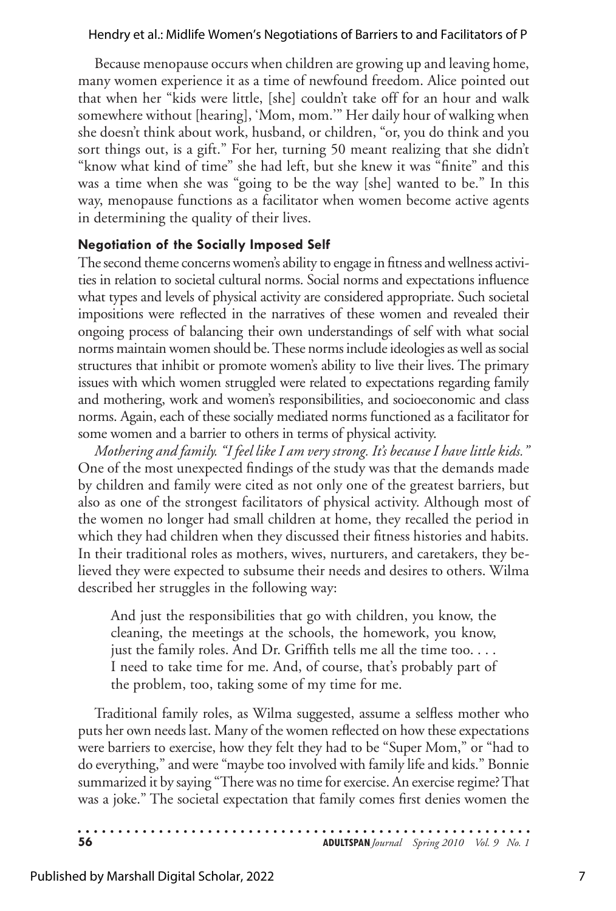Because menopause occurs when children are growing up and leaving home, many women experience it as a time of newfound freedom. Alice pointed out that when her "kids were little, [she] couldn't take off for an hour and walk somewhere without [hearing], 'Mom, mom.'" Her daily hour of walking when she doesn't think about work, husband, or children, "or, you do think and you sort things out, is a gift." For her, turning 50 meant realizing that she didn't "know what kind of time" she had left, but she knew it was "finite" and this was a time when she was "going to be the way [she] wanted to be." In this way, menopause functions as a facilitator when women become active agents in determining the quality of their lives.

### Negotiation of the Socially Imposed Self

The second theme concerns women's ability to engage in fitness and wellness activities in relation to societal cultural norms. Social norms and expectations influence what types and levels of physical activity are considered appropriate. Such societal impositions were reflected in the narratives of these women and revealed their ongoing process of balancing their own understandings of self with what social norms maintain women should be. These norms include ideologies as well as social structures that inhibit or promote women's ability to live their lives. The primary issues with which women struggled were related to expectations regarding family and mothering, work and women's responsibilities, and socioeconomic and class norms. Again, each of these socially mediated norms functioned as a facilitator for some women and a barrier to others in terms of physical activity.

*Mothering and family. "I feel like I am very strong. It's because I have little kids."* One of the most unexpected findings of the study was that the demands made by children and family were cited as not only one of the greatest barriers, but also as one of the strongest facilitators of physical activity. Although most of the women no longer had small children at home, they recalled the period in which they had children when they discussed their fitness histories and habits. In their traditional roles as mothers, wives, nurturers, and caretakers, they believed they were expected to subsume their needs and desires to others. Wilma described her struggles in the following way:

> And just the responsibilities that go with children, you know, the cleaning, the meetings at the schools, the homework, you know, just the family roles. And Dr. Griffith tells me all the time too. . . . I need to take time for me. And, of course, that's probably part of the problem, too, taking some of my time for me.

Traditional family roles, as Wilma suggested, assume a selfless mother who puts her own needs last. Many of the women reflected on how these expectations were barriers to exercise, how they felt they had to be "Super Mom," or "had to do everything," and were "maybe too involved with family life and kids." Bonnie summarized it by saying "There was no time for exercise. An exercise regime? That was a joke." The societal expectation that family comes first denies women the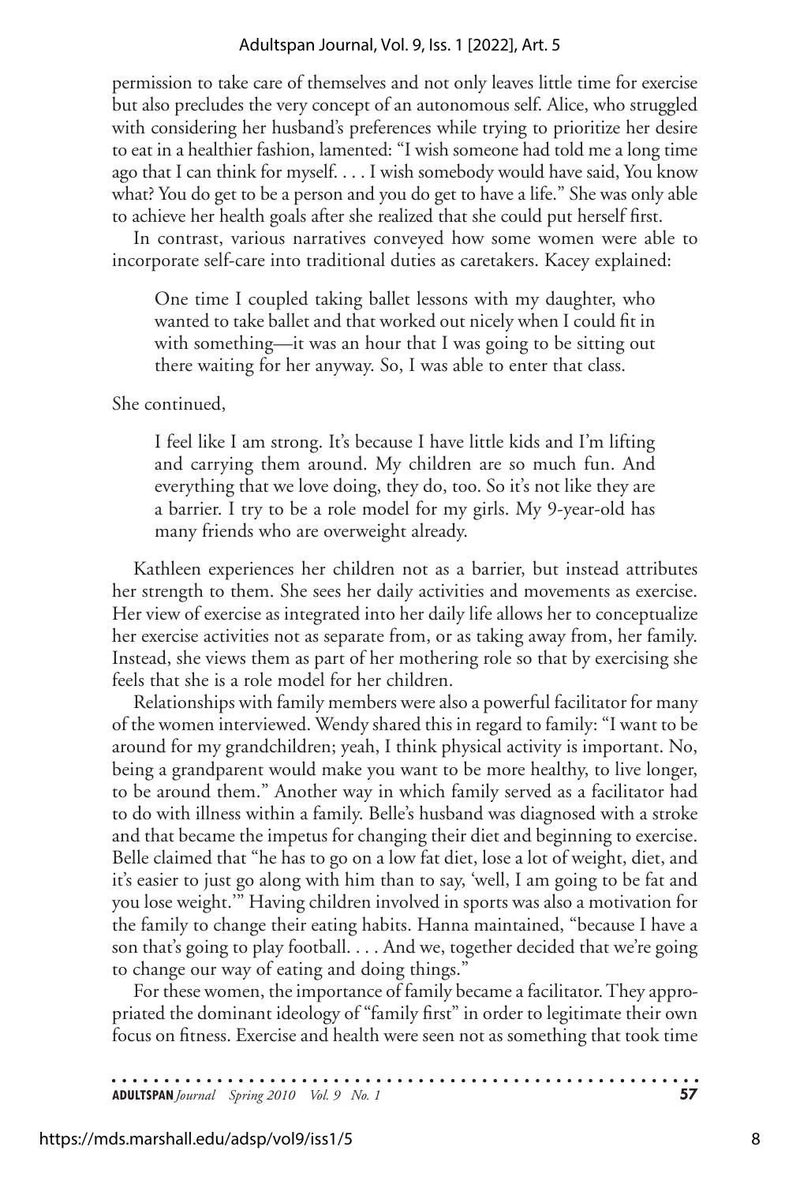permission to take care of themselves and not only leaves little time for exercise but also precludes the very concept of an autonomous self. Alice, who struggled with considering her husband's preferences while trying to prioritize her desire to eat in a healthier fashion, lamented: "I wish someone had told me a long time ago that I can think for myself. . . . I wish somebody would have said, You know what? You do get to be a person and you do get to have a life." She was only able to achieve her health goals after she realized that she could put herself first.

In contrast, various narratives conveyed how some women were able to incorporate self-care into traditional duties as caretakers. Kacey explained:

> One time I coupled taking ballet lessons with my daughter, who wanted to take ballet and that worked out nicely when I could fit in with something—it was an hour that I was going to be sitting out there waiting for her anyway. So, I was able to enter that class.

She continued,

> I feel like I am strong. It's because I have little kids and I'm lifting and carrying them around. My children are so much fun. And everything that we love doing, they do, too. So it's not like they are a barrier. I try to be a role model for my girls. My 9-year-old has many friends who are overweight already.

Kathleen experiences her children not as a barrier, but instead attributes her strength to them. She sees her daily activities and movements as exercise. Her view of exercise as integrated into her daily life allows her to conceptualize her exercise activities not as separate from, or as taking away from, her family. Instead, she views them as part of her mothering role so that by exercising she feels that she is a role model for her children.

Relationships with family members were also a powerful facilitator for many of the women interviewed. Wendy shared this in regard to family: "I want to be around for my grandchildren; yeah, I think physical activity is important. No, being a grandparent would make you want to be more healthy, to live longer, to be around them." Another way in which family served as a facilitator had to do with illness within a family. Belle's husband was diagnosed with a stroke and that became the impetus for changing their diet and beginning to exercise. Belle claimed that "he has to go on a low fat diet, lose a lot of weight, diet, and it's easier to just go along with him than to say, 'well, I am going to be fat and you lose weight.'" Having children involved in sports was also a motivation for the family to change their eating habits. Hanna maintained, "because I have a son that's going to play football. . . . And we, together decided that we're going to change our way of eating and doing things."

For these women, the importance of family became a facilitator. They appropriated the dominant ideology of "family first" in order to legitimate their own focus on fitness. Exercise and health were seen not as something that took time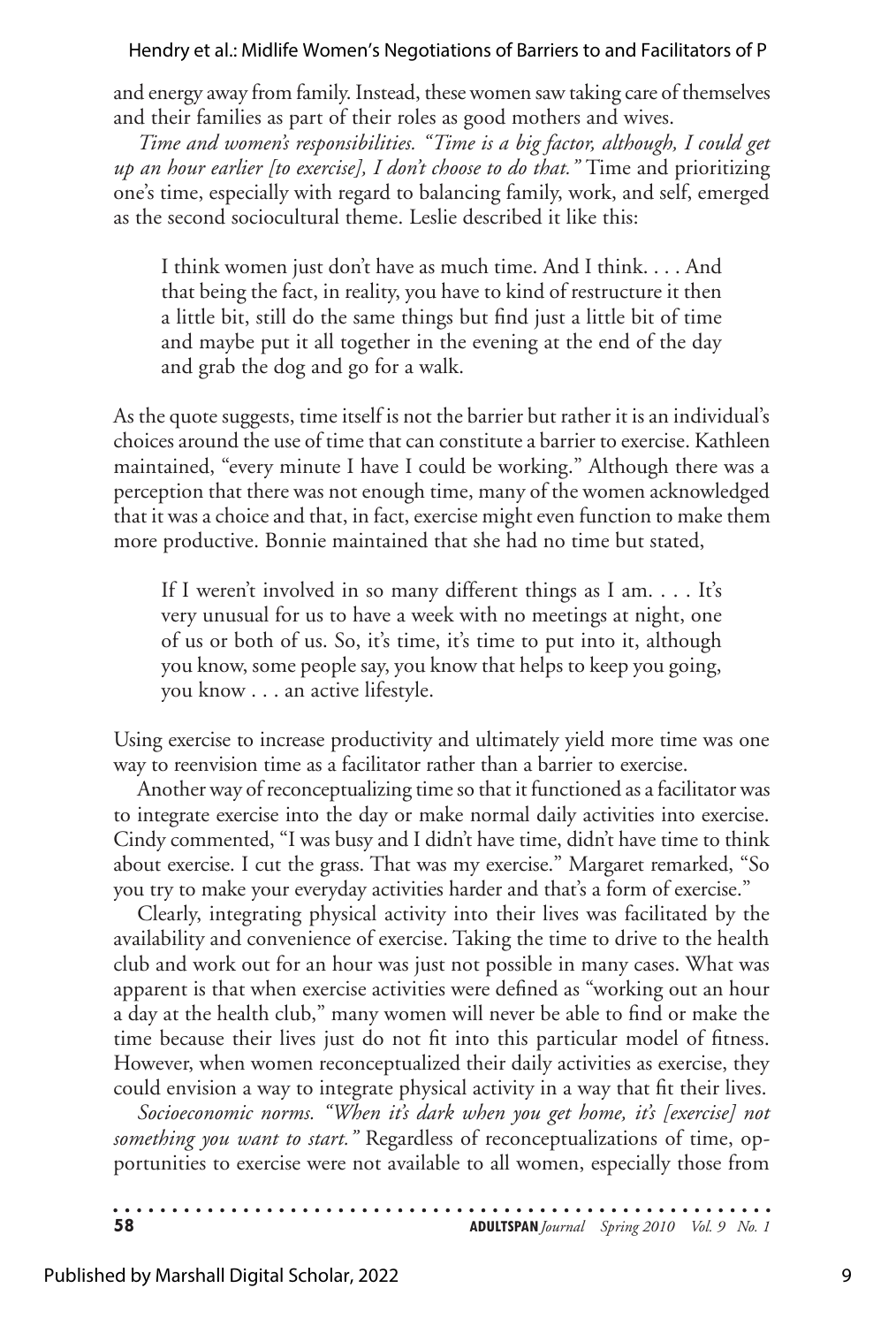and energy away from family. Instead, these women saw taking care of themselves and their families as part of their roles as good mothers and wives.

*Time and women's responsibilities. "Time is a big factor, although, I could get up an hour earlier [to exercise], I don't choose to do that."* Time and prioritizing one's time, especially with regard to balancing family, work, and self, emerged as the second sociocultural theme. Leslie described it like this:

> I think women just don't have as much time. And I think. . . . And that being the fact, in reality, you have to kind of restructure it then a little bit, still do the same things but find just a little bit of time and maybe put it all together in the evening at the end of the day and grab the dog and go for a walk.

As the quote suggests, time itself is not the barrier but rather it is an individual's choices around the use of time that can constitute a barrier to exercise. Kathleen maintained, "every minute I have I could be working." Although there was a perception that there was not enough time, many of the women acknowledged that it was a choice and that, in fact, exercise might even function to make them more productive. Bonnie maintained that she had no time but stated,

> If I weren't involved in so many different things as I am. . . . It's very unusual for us to have a week with no meetings at night, one of us or both of us. So, it's time, it's time to put into it, although you know, some people say, you know that helps to keep you going, you know . . . an active lifestyle.

Using exercise to increase productivity and ultimately yield more time was one way to reenvision time as a facilitator rather than a barrier to exercise.

Another way of reconceptualizing time so that it functioned as a facilitator was to integrate exercise into the day or make normal daily activities into exercise. Cindy commented, "I was busy and I didn't have time, didn't have time to think about exercise. I cut the grass. That was my exercise." Margaret remarked, "So you try to make your everyday activities harder and that's a form of exercise."

Clearly, integrating physical activity into their lives was facilitated by the availability and convenience of exercise. Taking the time to drive to the health club and work out for an hour was just not possible in many cases. What was apparent is that when exercise activities were defined as "working out an hour a day at the health club," many women will never be able to find or make the time because their lives just do not fit into this particular model of fitness. However, when women reconceptualized their daily activities as exercise, they could envision a way to integrate physical activity in a way that fit their lives.

*Socioeconomic norms. "When it's dark when you get home, it's [exercise] not something you want to start."* Regardless of reconceptualizations of time, opportunities to exercise were not available to all women, especially those from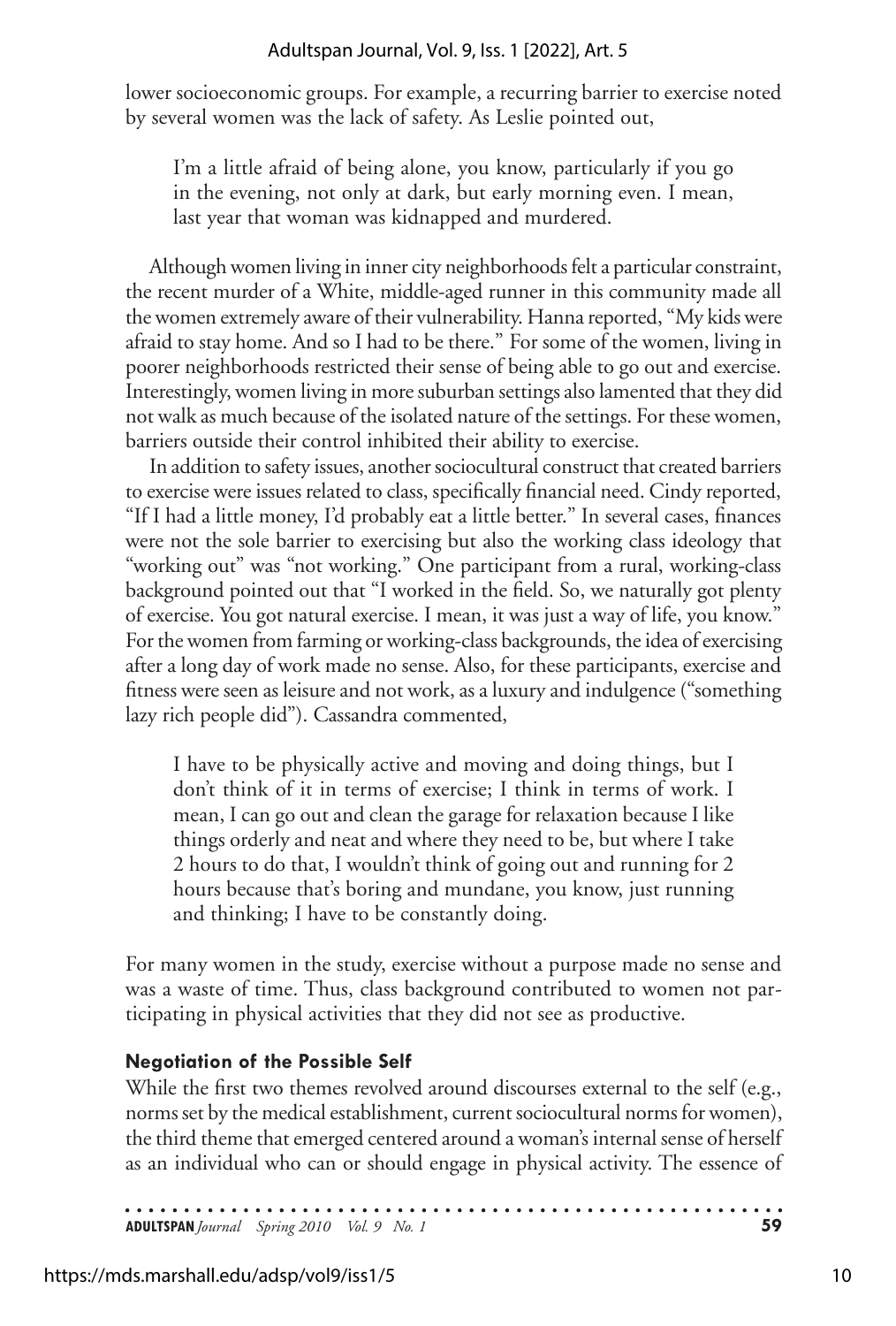lower socioeconomic groups. For example, a recurring barrier to exercise noted by several women was the lack of safety. As Leslie pointed out,

> I'm a little afraid of being alone, you know, particularly if you go in the evening, not only at dark, but early morning even. I mean, last year that woman was kidnapped and murdered.

Although women living in inner city neighborhoods felt a particular constraint, the recent murder of a White, middle-aged runner in this community made all the women extremely aware of their vulnerability. Hanna reported, "My kids were afraid to stay home. And so I had to be there." For some of the women, living in poorer neighborhoods restricted their sense of being able to go out and exercise. Interestingly, women living in more suburban settings also lamented that they did not walk as much because of the isolated nature of the settings. For these women, barriers outside their control inhibited their ability to exercise.

In addition to safety issues, another sociocultural construct that created barriers to exercise were issues related to class, specifically financial need. Cindy reported, "If I had a little money, I'd probably eat a little better." In several cases, finances were not the sole barrier to exercising but also the working class ideology that "working out" was "not working." One participant from a rural, working-class background pointed out that "I worked in the field. So, we naturally got plenty of exercise. You got natural exercise. I mean, it was just a way of life, you know." For the women from farming or working-class backgrounds, the idea of exercising after a long day of work made no sense. Also, for these participants, exercise and fitness were seen as leisure and not work, as a luxury and indulgence ("something lazy rich people did"). Cassandra commented,

> I have to be physically active and moving and doing things, but I don't think of it in terms of exercise; I think in terms of work. I mean, I can go out and clean the garage for relaxation because I like things orderly and neat and where they need to be, but where I take 2 hours to do that, I wouldn't think of going out and running for 2 hours because that's boring and mundane, you know, just running and thinking; I have to be constantly doing.

For many women in the study, exercise without a purpose made no sense and was a waste of time. Thus, class background contributed to women not participating in physical activities that they did not see as productive.

### Negotiation of the Possible Self

While the first two themes revolved around discourses external to the self (e.g., norms set by the medical establishment, current sociocultural norms for women), the third theme that emerged centered around a woman's internal sense of herself as an individual who can or should engage in physical activity. The essence of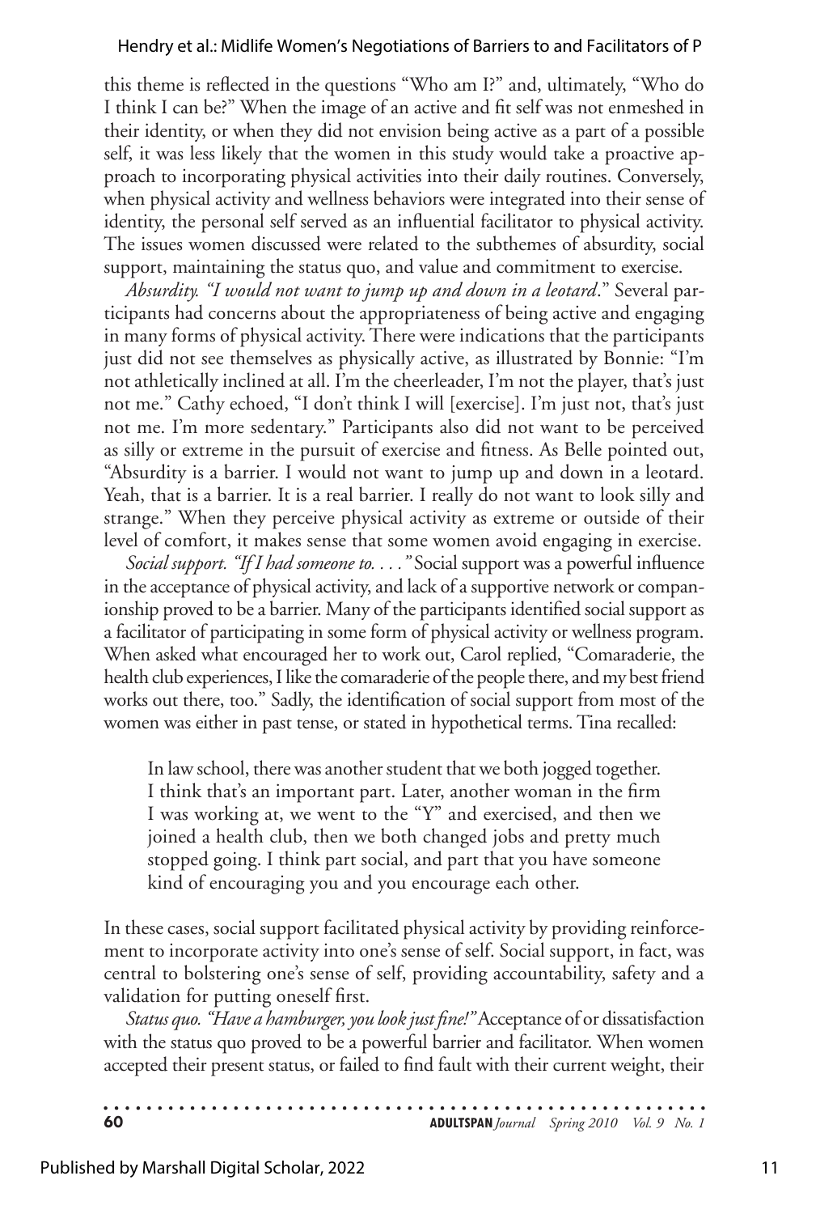this theme is reflected in the questions "Who am I?" and, ultimately, "Who do I think I can be?" When the image of an active and fit self was not enmeshed in their identity, or when they did not envision being active as a part of a possible self, it was less likely that the women in this study would take a proactive approach to incorporating physical activities into their daily routines. Conversely, when physical activity and wellness behaviors were integrated into their sense of identity, the personal self served as an influential facilitator to physical activity. The issues women discussed were related to the subthemes of absurdity, social support, maintaining the status quo, and value and commitment to exercise.

*Absurdity. "I would not want to jump up and down in a leotard*." Several participants had concerns about the appropriateness of being active and engaging in many forms of physical activity. There were indications that the participants just did not see themselves as physically active, as illustrated by Bonnie: "I'm not athletically inclined at all. I'm the cheerleader, I'm not the player, that's just not me." Cathy echoed, "I don't think I will [exercise]. I'm just not, that's just not me. I'm more sedentary." Participants also did not want to be perceived as silly or extreme in the pursuit of exercise and fitness. As Belle pointed out, "Absurdity is a barrier. I would not want to jump up and down in a leotard. Yeah, that is a barrier. It is a real barrier. I really do not want to look silly and strange." When they perceive physical activity as extreme or outside of their level of comfort, it makes sense that some women avoid engaging in exercise.

*Social support. "If I had someone to. . . ."* Social support was a powerful influence in the acceptance of physical activity, and lack of a supportive network or companionship proved to be a barrier. Many of the participants identified social support as a facilitator of participating in some form of physical activity or wellness program. When asked what encouraged her to work out, Carol replied, "Comaraderie, the health club experiences, I like the comaraderie of the people there, and my best friend works out there, too." Sadly, the identification of social support from most of the women was either in past tense, or stated in hypothetical terms. Tina recalled:

> In law school, there was another student that we both jogged together. I think that's an important part. Later, another woman in the firm I was working at, we went to the "Y" and exercised, and then we joined a health club, then we both changed jobs and pretty much stopped going. I think part social, and part that you have someone kind of encouraging you and you encourage each other.

In these cases, social support facilitated physical activity by providing reinforcement to incorporate activity into one's sense of self. Social support, in fact, was central to bolstering one's sense of self, providing accountability, safety and a validation for putting oneself first.

*Status quo. "Have a hamburger, you look just fine!"* Acceptance of or dissatisfaction with the status quo proved to be a powerful barrier and facilitator. When women accepted their present status, or failed to find fault with their current weight, their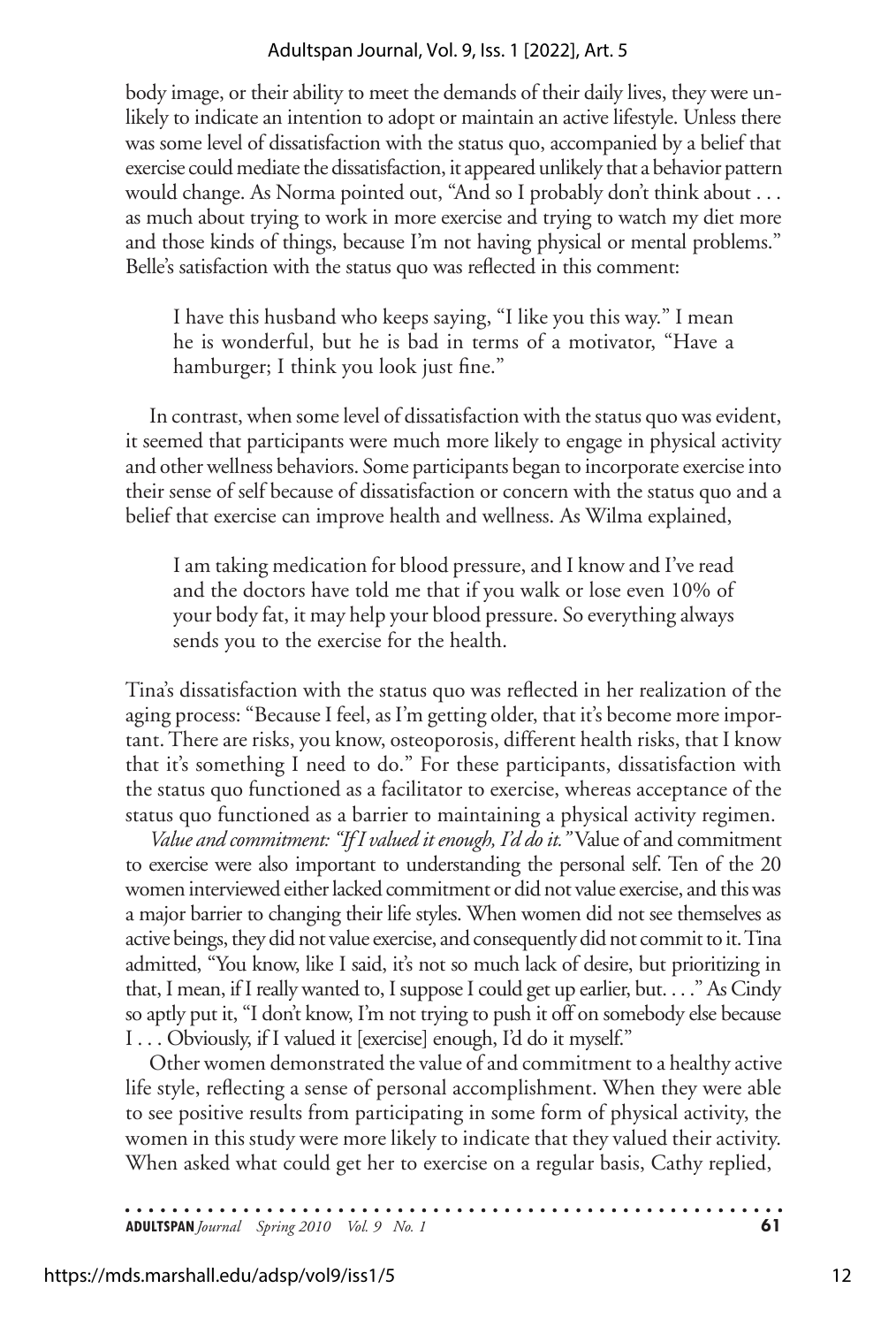body image, or their ability to meet the demands of their daily lives, they were unlikely to indicate an intention to adopt or maintain an active lifestyle. Unless there was some level of dissatisfaction with the status quo, accompanied by a belief that exercise could mediate the dissatisfaction, it appeared unlikely that a behavior pattern would change. As Norma pointed out, "And so I probably don't think about . . . as much about trying to work in more exercise and trying to watch my diet more and those kinds of things, because I'm not having physical or mental problems." Belle's satisfaction with the status quo was reflected in this comment:

> I have this husband who keeps saying, "I like you this way." I mean he is wonderful, but he is bad in terms of a motivator, "Have a hamburger; I think you look just fine."

In contrast, when some level of dissatisfaction with the status quo was evident, it seemed that participants were much more likely to engage in physical activity and other wellness behaviors. Some participants began to incorporate exercise into their sense of self because of dissatisfaction or concern with the status quo and a belief that exercise can improve health and wellness. As Wilma explained,

> I am taking medication for blood pressure, and I know and I've read and the doctors have told me that if you walk or lose even 10% of your body fat, it may help your blood pressure. So everything always sends you to the exercise for the health.

Tina's dissatisfaction with the status quo was reflected in her realization of the aging process: "Because I feel, as I'm getting older, that it's become more important. There are risks, you know, osteoporosis, different health risks, that I know that it's something I need to do." For these participants, dissatisfaction with the status quo functioned as a facilitator to exercise, whereas acceptance of the status quo functioned as a barrier to maintaining a physical activity regimen.

*Value and commitment: "If I valued it enough, I'd do it."* Value of and commitment to exercise were also important to understanding the personal self. Ten of the 20 women interviewed either lacked commitment or did not value exercise, and this was a major barrier to changing their life styles. When women did not see themselves as active beings, they did not value exercise, and consequently did not commit to it. Tina admitted, "You know, like I said, it's not so much lack of desire, but prioritizing in that, I mean, if I really wanted to, I suppose I could get up earlier, but. . . ." As Cindy so aptly put it, "I don't know, I'm not trying to push it off on somebody else because I . . . Obviously, if I valued it [exercise] enough, I'd do it myself."

Other women demonstrated the value of and commitment to a healthy active life style, reflecting a sense of personal accomplishment. When they were able to see positive results from participating in some form of physical activity, the women in this study were more likely to indicate that they valued their activity. When asked what could get her to exercise on a regular basis, Cathy replied,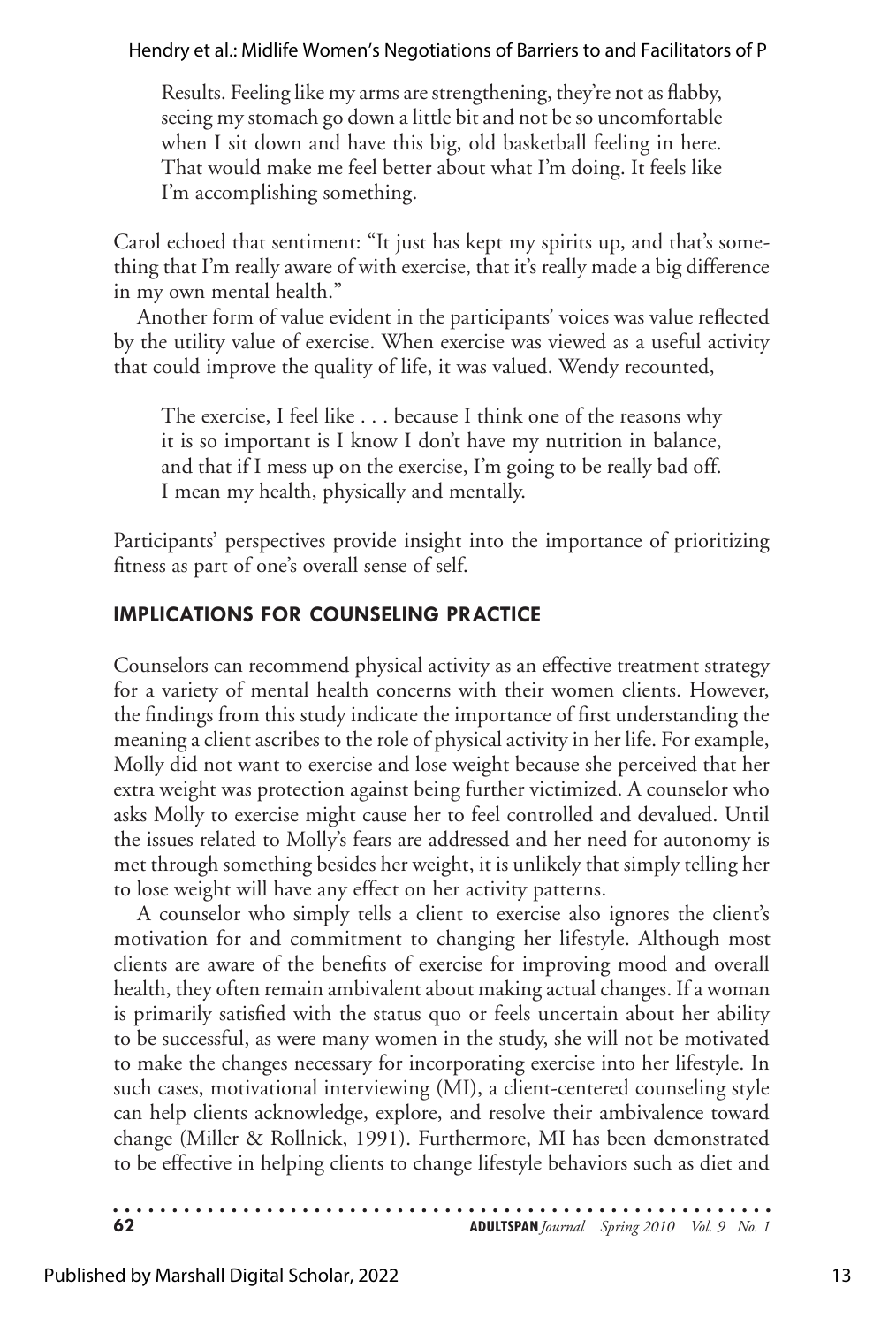> Results. Feeling like my arms are strengthening, they're not as flabby, seeing my stomach go down a little bit and not be so uncomfortable when I sit down and have this big, old basketball feeling in here. That would make me feel better about what I'm doing. It feels like I'm accomplishing something.

Carol echoed that sentiment: "It just has kept my spirits up, and that's something that I'm really aware of with exercise, that it's really made a big difference in my own mental health."

Another form of value evident in the participants' voices was value reflected by the utility value of exercise. When exercise was viewed as a useful activity that could improve the quality of life, it was valued. Wendy recounted,

> The exercise, I feel like . . . because I think one of the reasons why it is so important is I know I don't have my nutrition in balance, and that if I mess up on the exercise, I'm going to be really bad off. I mean my health, physically and mentally.

Participants' perspectives provide insight into the importance of prioritizing fitness as part of one's overall sense of self.

## IMPLICATIONS FOR COUNSELING PRACTICE

Counselors can recommend physical activity as an effective treatment strategy for a variety of mental health concerns with their women clients. However, the findings from this study indicate the importance of first understanding the meaning a client ascribes to the role of physical activity in her life. For example, Molly did not want to exercise and lose weight because she perceived that her extra weight was protection against being further victimized. A counselor who asks Molly to exercise might cause her to feel controlled and devalued. Until the issues related to Molly's fears are addressed and her need for autonomy is met through something besides her weight, it is unlikely that simply telling her to lose weight will have any effect on her activity patterns.

A counselor who simply tells a client to exercise also ignores the client's motivation for and commitment to changing her lifestyle. Although most clients are aware of the benefits of exercise for improving mood and overall health, they often remain ambivalent about making actual changes. If a woman is primarily satisfied with the status quo or feels uncertain about her ability to be successful, as were many women in the study, she will not be motivated to make the changes necessary for incorporating exercise into her lifestyle. In such cases, motivational interviewing (MI), a client-centered counseling style can help clients acknowledge, explore, and resolve their ambivalence toward change (Miller & Rollnick, 1991). Furthermore, MI has been demonstrated to be effective in helping clients to change lifestyle behaviors such as diet and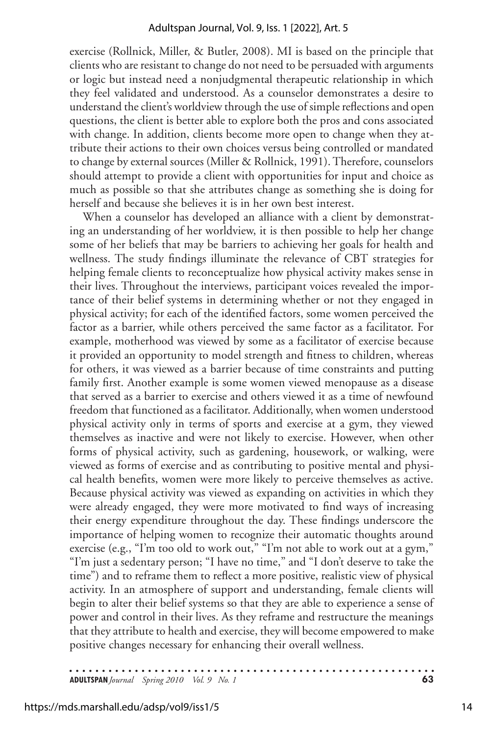exercise (Rollnick, Miller, & Butler, 2008). MI is based on the principle that clients who are resistant to change do not need to be persuaded with arguments or logic but instead need a nonjudgmental therapeutic relationship in which they feel validated and understood. As a counselor demonstrates a desire to understand the client's worldview through the use of simple reflections and open questions, the client is better able to explore both the pros and cons associated with change. In addition, clients become more open to change when they attribute their actions to their own choices versus being controlled or mandated to change by external sources (Miller & Rollnick, 1991). Therefore, counselors should attempt to provide a client with opportunities for input and choice as much as possible so that she attributes change as something she is doing for herself and because she believes it is in her own best interest.

When a counselor has developed an alliance with a client by demonstrating an understanding of her worldview, it is then possible to help her change some of her beliefs that may be barriers to achieving her goals for health and wellness. The study findings illuminate the relevance of CBT strategies for helping female clients to reconceptualize how physical activity makes sense in their lives. Throughout the interviews, participant voices revealed the importance of their belief systems in determining whether or not they engaged in physical activity; for each of the identified factors, some women perceived the factor as a barrier, while others perceived the same factor as a facilitator. For example, motherhood was viewed by some as a facilitator of exercise because it provided an opportunity to model strength and fitness to children, whereas for others, it was viewed as a barrier because of time constraints and putting family first. Another example is some women viewed menopause as a disease that served as a barrier to exercise and others viewed it as a time of newfound freedom that functioned as a facilitator. Additionally, when women understood physical activity only in terms of sports and exercise at a gym, they viewed themselves as inactive and were not likely to exercise. However, when other forms of physical activity, such as gardening, housework, or walking, were viewed as forms of exercise and as contributing to positive mental and physical health benefits, women were more likely to perceive themselves as active. Because physical activity was viewed as expanding on activities in which they were already engaged, they were more motivated to find ways of increasing their energy expenditure throughout the day. These findings underscore the importance of helping women to recognize their automatic thoughts around exercise (e.g., "I'm too old to work out," "I'm not able to work out at a gym," "I'm just a sedentary person; "I have no time," and "I don't deserve to take the time") and to reframe them to reflect a more positive, realistic view of physical activity. In an atmosphere of support and understanding, female clients will begin to alter their belief systems so that they are able to experience a sense of power and control in their lives. As they reframe and restructure the meanings that they attribute to health and exercise, they will become empowered to make positive changes necessary for enhancing their overall wellness.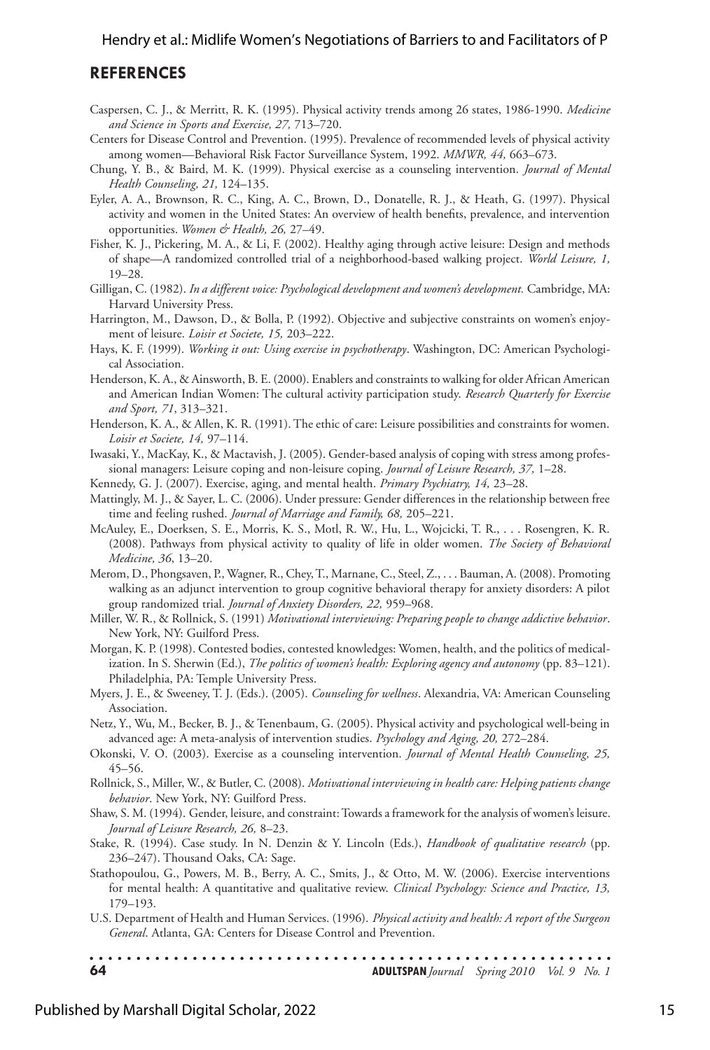## REFERENCES

Caspersen, C. J., & Merritt, R. K. (1995). Physical activity trends among 26 states, 1986-1990. *Medicine and Science in Sports and Exercise, 27,* 713–720.

Centers for Disease Control and Prevention. (1995). Prevalence of recommended levels of physical activity among women—Behavioral Risk Factor Surveillance System, 1992. *MMWR, 44,* 663–673.

Chung, Y. B., & Baird, M. K. (1999). Physical exercise as a counseling intervention. *Journal of Mental Health Counseling, 21,* 124–135.

Eyler, A. A., Brownson, R. C., King, A. C., Brown, D., Donatelle, R. J., & Heath, G. (1997). Physical activity and women in the United States: An overview of health benefits, prevalence, and intervention opportunities. *Women & Health, 26,* 27–49.

Fisher, K. J., Pickering, M. A., & Li, F. (2002). Healthy aging through active leisure: Design and methods of shape—A randomized controlled trial of a neighborhood-based walking project. *World Leisure, 1,* 19–28.

Gilligan, C. (1982). *In a different voice: Psychological development and women's development.* Cambridge, MA: Harvard University Press.

Harrington, M., Dawson, D., & Bolla, P. (1992). Objective and subjective constraints on women's enjoyment of leisure. *Loisir et Societe, 15,* 203–222.

Hays, K. F. (1999). *Working it out: Using exercise in psychotherapy*. Washington, DC: American Psychological Association.

Henderson, K. A., & Ainsworth, B. E. (2000). Enablers and constraints to walking for older African American and American Indian Women: The cultural activity participation study. *Research Quarterly for Exercise and Sport, 71*, 313–321.

Henderson, K. A., & Allen, K. R. (1991). The ethic of care: Leisure possibilities and constraints for women. *Loisir et Societe, 14,* 97–114.

Iwasaki, Y., MacKay, K., & Mactavish, J. (2005). Gender-based analysis of coping with stress among professional managers: Leisure coping and non-leisure coping. *Journal of Leisure Research, 37,* 1–28.

Kennedy, G. J. (2007). Exercise, aging, and mental health. *Primary Psychiatry, 14,* 23–28.

Mattingly, M. J., & Sayer, L. C. (2006). Under pressure: Gender differences in the relationship between free time and feeling rushed. *Journal of Marriage and Family, 68,* 205–221.

McAuley, E., Doerksen, S. E., Morris, K. S., Motl, R. W., Hu, L., Wojcicki, T. R., . . . Rosengren, K. R. (2008). Pathways from physical activity to quality of life in older women. *The Society of Behavioral Medicine, 36*, 13–20.

Merom, D., Phongsaven, P., Wagner, R., Chey, T., Marnane, C., Steel, Z., . . . Bauman, A. (2008). Promoting walking as an adjunct intervention to group cognitive behavioral therapy for anxiety disorders: A pilot group randomized trial. *Journal of Anxiety Disorders, 22,* 959–968.

Miller, W. R., & Rollnick, S. (1991) *Motivational interviewing: Preparing people to change addictive behavior*. New York, NY: Guilford Press.

Morgan, K. P. (1998). Contested bodies, contested knowledges: Women, health, and the politics of medicalization. In S. Sherwin (Ed.), *The politics of women's health: Exploring agency and autonomy* (pp. 83–121). Philadelphia, PA: Temple University Press.

Myers, J. E., & Sweeney, T. J. (Eds.). (2005). *Counseling for wellness*. Alexandria, VA: American Counseling Association.

Netz, Y., Wu, M., Becker, B. J., & Tenenbaum, G. (2005). Physical activity and psychological well-being in advanced age: A meta-analysis of intervention studies. *Psychology and Aging, 20,* 272–284.

Okonski, V. O. (2003). Exercise as a counseling intervention. *Journal of Mental Health Counseling, 25,* 45–56.

Rollnick, S., Miller, W., & Butler, C. (2008). *Motivational interviewing in health care: Helping patients change behavior*. New York, NY: Guilford Press.

Shaw, S. M. (1994). Gender, leisure, and constraint: Towards a framework for the analysis of women's leisure. *Journal of Leisure Research, 26,* 8–23.

Stake, R. (1994). Case study. In N. Denzin & Y. Lincoln (Eds.), *Handbook of qualitative research* (pp. 236–247). Thousand Oaks, CA: Sage.

Stathopoulou, G., Powers, M. B., Berry, A. C., Smits, J., & Otto, M. W. (2006). Exercise interventions for mental health: A quantitative and qualitative review. *Clinical Psychology: Science and Practice, 13,* 179–193.

U.S. Department of Health and Human Services. (1996). *Physical activity and health: A report of the Surgeon General*. Atlanta, GA: Centers for Disease Control and Prevention.